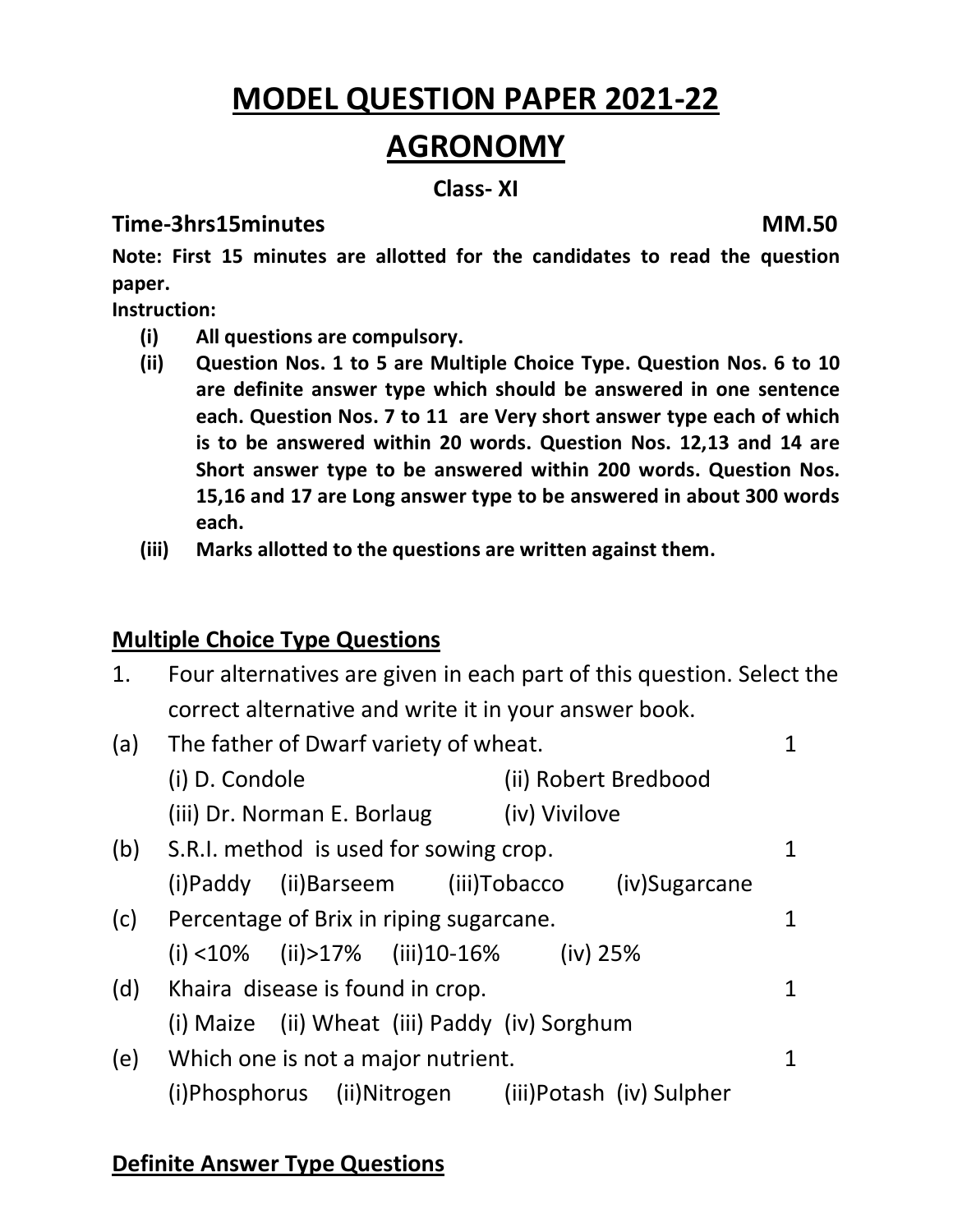# MODEL QUESTION PAPER 2021-22

# AGRONOMY

**Class- XI**

**Time-3hrs15minutes** **MM.50**

**Note: First 15 minutes are allotted for the candidates to read the question paper.**

**Instruction:**

- **(i) All questions are compulsory.**
- **(ii) Question Nos. 1 to 5 are Multiple Choice Type. Question Nos. 6 to 10 are definite answer type which should be answered in one sentence each. Question Nos. 7 to 11 are Very short answer type each of which is to be answered within 20 words. Question Nos. 12,13 and 14 are Short answer type to be answered within 200 words. Question Nos. 15,16 and 17 are Long answer type to be answered in about 300 words each.**
- **(iii) Marks allotted to the questions are written against them.**

## Multiple Choice Type Questions

1. Four alternatives are given in each part of this question. Select the correct alternative and write it in your answer book.

(a) The father of Dwarf variety of wheat. 1

(i) D. Condole (ii) Robert Bredbood

(iii) Dr. Norman E. Borlaug (iv) Vivilove

(b) S.R.I. method is used for sowing crop. 1

(i)Paddy (ii)Barseem (iii)Tobacco (iv)Sugarcane

(c) Percentage of Brix in riping sugarcane. 1

(i) <10% (ii)>17% (iii)10-16% (iv) 25%

(d) Khaira disease is found in crop. 1

(i) Maize (ii) Wheat (iii) Paddy (iv) Sorghum

(e) Which one is not a major nutrient. 1

(i)Phosphorus (ii)Nitrogen (iii)Potash (iv) Sulpher

## Definite Answer Type Questions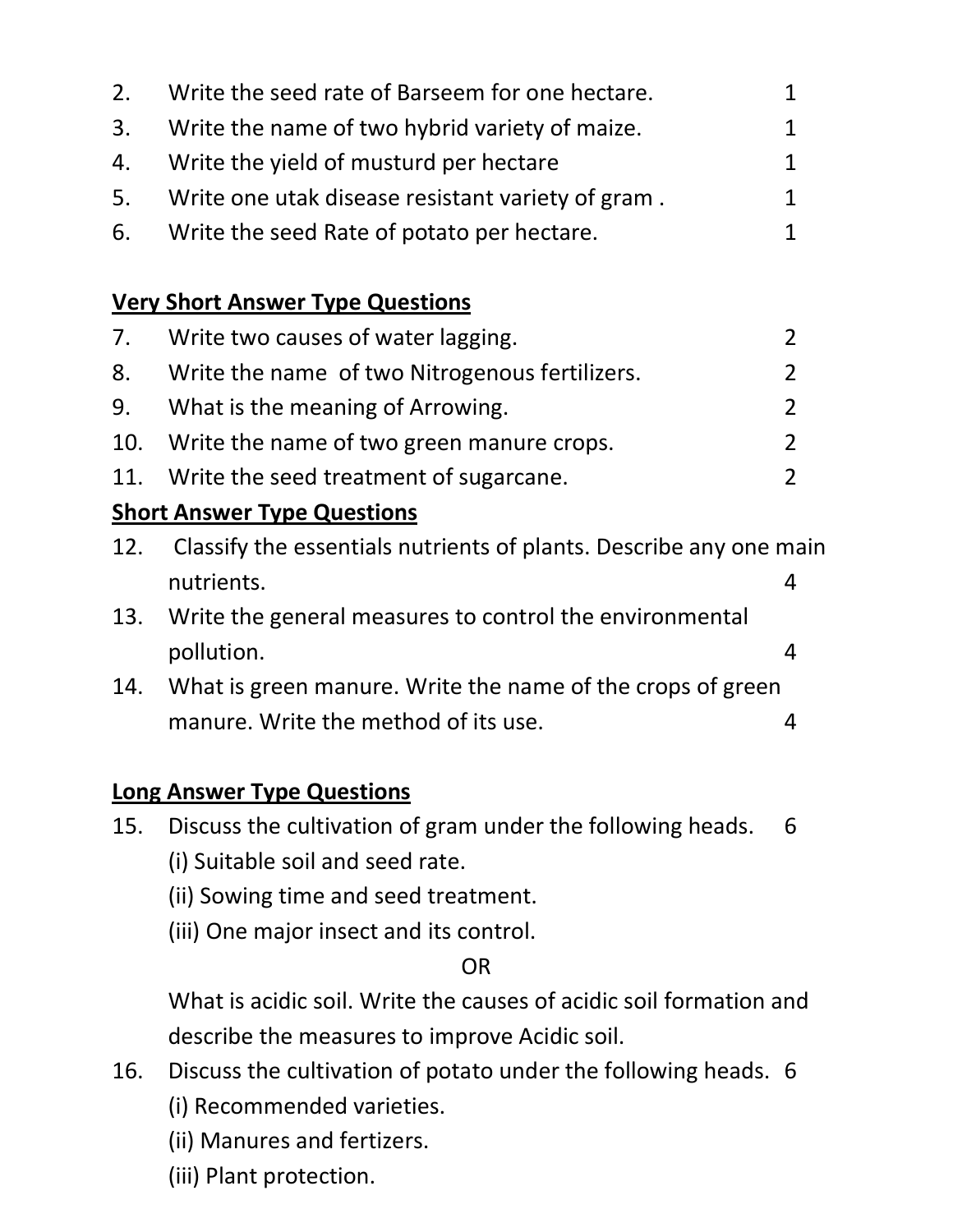2. Write the seed rate of Barseem for one hectare. 1
3. Write the name of two hybrid variety of maize. 1
4. Write the yield of musturd per hectare 1
5. Write one utak disease resistant variety of gram . 1
6. Write the seed Rate of potato per hectare. 1

## Very Short Answer Type Questions

7. Write two causes of water lagging. 2
8. Write the name of two Nitrogenous fertilizers. 2
9. What is the meaning of Arrowing. 2
10. Write the name of two green manure crops. 2
11. Write the seed treatment of sugarcane. 2

## Short Answer Type Questions

12. Classify the essentials nutrients of plants. Describe any one main nutrients. 4
13. Write the general measures to control the environmental pollution. 4
14. What is green manure. Write the name of the crops of green manure. Write the method of its use. 4

## Long Answer Type Questions

15. Discuss the cultivation of gram under the following heads. 6
    (i) Suitable soil and seed rate.
    (ii) Sowing time and seed treatment.
    (iii) One major insect and its control.

    OR

    What is acidic soil. Write the causes of acidic soil formation and describe the measures to improve Acidic soil.
16. Discuss the cultivation of potato under the following heads. 6
    (i) Recommended varieties.
    (ii) Manures and fertizers.
    (iii) Plant protection.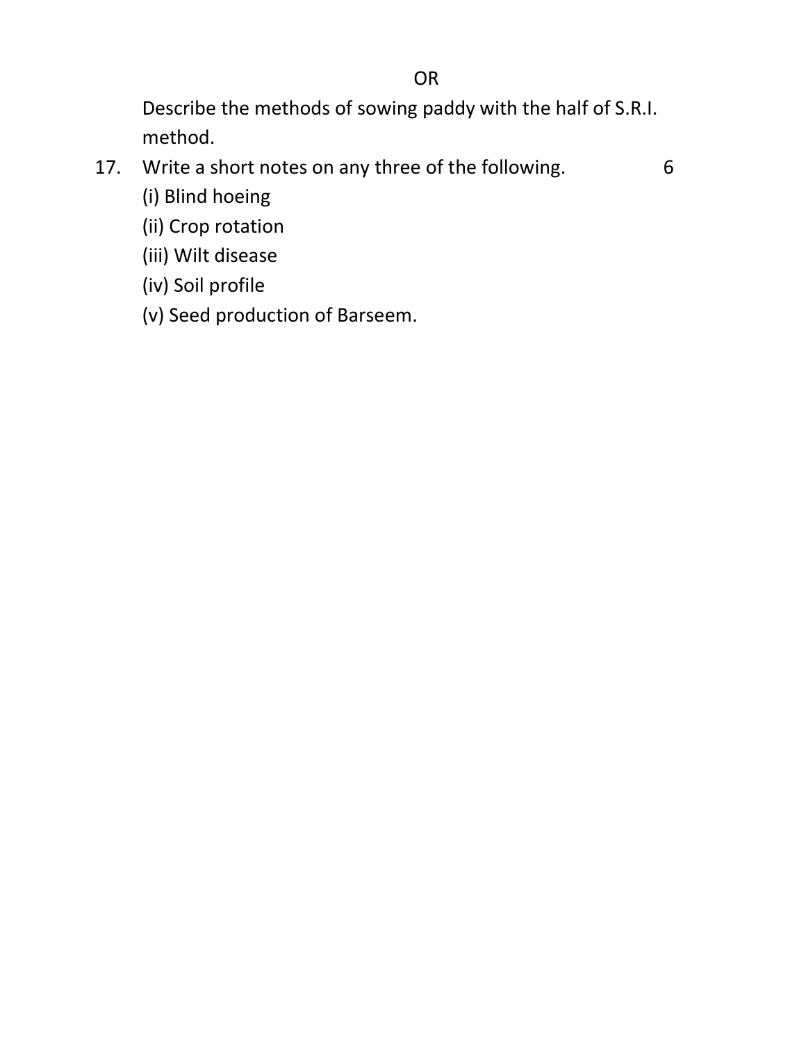OR

Describe the methods of sowing paddy with the half of S.R.I. method.

17. Write a short notes on any three of the following. 6

(i) Blind hoeing

(ii) Crop rotation

(iii) Wilt disease

(iv) Soil profile

(v) Seed production of Barseem.